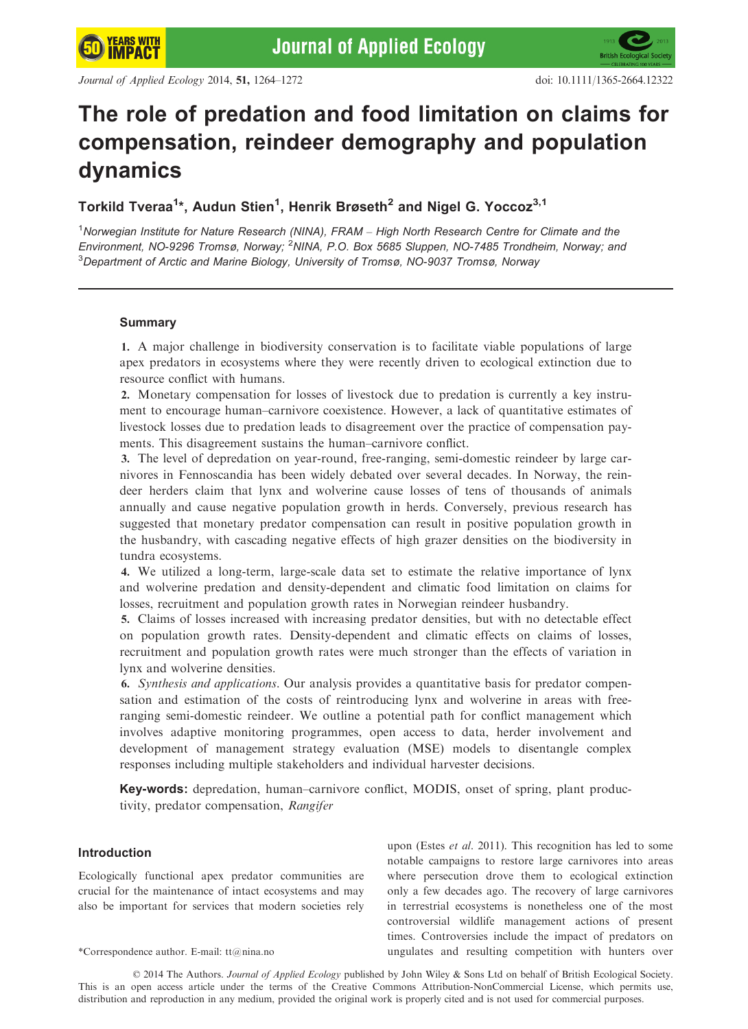# The role of predation and food limitation on claims for compensation, reindeer demography and population dynamics

**Torkild Tveraa[1]*, Audun Stien[1], Henrik Brøseth[2] and Nigel G. Yoccoz[3,1]**

[1]*Norwegian Institute for Nature Research (NINA), FRAM – High North Research Centre for Climate and the Environment, NO-9296 Tromsø, Norway;* [2]*NINA, P.O. Box 5685 Sluppen, NO-7485 Trondheim, Norway; and* [3]*Department of Arctic and Marine Biology, University of Tromsø, NO-9037 Tromsø, Norway*

## Summary

**1.** A major challenge in biodiversity conservation is to facilitate viable populations of large apex predators in ecosystems where they were recently driven to ecological extinction due to resource conflict with humans.

**2.** Monetary compensation for losses of livestock due to predation is currently a key instrument to encourage human–carnivore coexistence. However, a lack of quantitative estimates of livestock losses due to predation leads to disagreement over the practice of compensation payments. This disagreement sustains the human–carnivore conflict.

**3.** The level of depredation on year-round, free-ranging, semi-domestic reindeer by large carnivores in Fennoscandia has been widely debated over several decades. In Norway, the reindeer herders claim that lynx and wolverine cause losses of tens of thousands of animals annually and cause negative population growth in herds. Conversely, previous research has suggested that monetary predator compensation can result in positive population growth in the husbandry, with cascading negative effects of high grazer densities on the biodiversity in tundra ecosystems.

**4.** We utilized a long-term, large-scale data set to estimate the relative importance of lynx and wolverine predation and density-dependent and climatic food limitation on claims for losses, recruitment and population growth rates in Norwegian reindeer husbandry.

**5.** Claims of losses increased with increasing predator densities, but with no detectable effect on population growth rates. Density-dependent and climatic effects on claims of losses, recruitment and population growth rates were much stronger than the effects of variation in lynx and wolverine densities.

**6.** *Synthesis and applications*. Our analysis provides a quantitative basis for predator compensation and estimation of the costs of reintroducing lynx and wolverine in areas with free-ranging semi-domestic reindeer. We outline a potential path for conflict management which involves adaptive monitoring programmes, open access to data, herder involvement and development of management strategy evaluation (MSE) models to disentangle complex responses including multiple stakeholders and individual harvester decisions.

**Key-words:** depredation, human–carnivore conflict, MODIS, onset of spring, plant productivity, predator compensation, *Rangifer*

## Introduction

Ecologically functional apex predator communities are crucial for the maintenance of intact ecosystems and may also be important for services that modern societies rely upon (Estes *et al*. 2011). This recognition has led to some notable campaigns to restore large carnivores into areas where persecution drove them to ecological extinction only a few decades ago. The recovery of large carnivores in terrestrial ecosystems is nonetheless one of the most controversial wildlife management actions of present times. Controversies include the impact of predators on ungulates and resulting competition with hunters over

*Correspondence author. E-mail: tt@nina.no

© 2014 The Authors. *Journal of Applied Ecology* published by John Wiley & Sons Ltd on behalf of British Ecological Society. This is an open access article under the terms of the Creative Commons Attribution-NonCommercial License, which permits use, distribution and reproduction in any medium, provided the original work is properly cited and is not used for commercial purposes.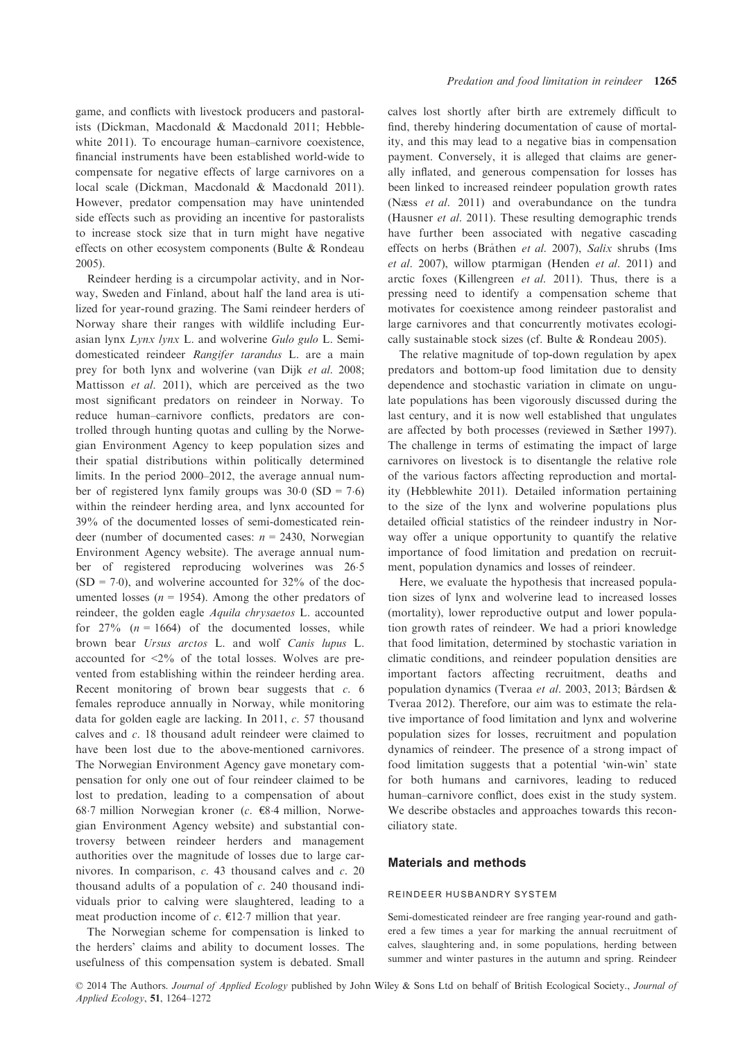game, and conflicts with livestock producers and pastoralists (Dickman, Macdonald & Macdonald 2011; Hebblewhite 2011). To encourage human–carnivore coexistence, financial instruments have been established world-wide to compensate for negative effects of large carnivores on a local scale (Dickman, Macdonald & Macdonald 2011). However, predator compensation may have unintended side effects such as providing an incentive for pastoralists to increase stock size that in turn might have negative effects on other ecosystem components (Bulte & Rondeau 2005).

Reindeer herding is a circumpolar activity, and in Norway, Sweden and Finland, about half the land area is utilized for year-round grazing. The Sami reindeer herders of Norway share their ranges with wildlife including Eurasian lynx *Lynx lynx* L. and wolverine *Gulo gulo* L. Semi-domesticated reindeer *Rangifer tarandus* L. are a main prey for both lynx and wolverine (van Dijk *et al*. 2008; Mattisson *et al*. 2011), which are perceived as the two most significant predators on reindeer in Norway. To reduce human–carnivore conflicts, predators are controlled through hunting quotas and culling by the Norwegian Environment Agency to keep population sizes and their spatial distributions within politically determined limits. In the period 2000–2012, the average annual number of registered lynx family groups was 30·0 (SD = 7·6) within the reindeer herding area, and lynx accounted for 39% of the documented losses of semi-domesticated reindeer (number of documented cases: $n = 2430$, Norwegian Environment Agency website). The average annual number of registered reproducing wolverines was 26·5 (SD = 7·0), and wolverine accounted for 32% of the documented losses ($n = 1954$). Among the other predators of reindeer, the golden eagle *Aquila chrysaetos* L. accounted for 27% ($n = 1664$) of the documented losses, while brown bear *Ursus arctos* L. and wolf *Canis lupus* L. accounted for <2% of the total losses. Wolves are prevented from establishing within the reindeer herding area. Recent monitoring of brown bear suggests that *c*. 6 females reproduce annually in Norway, while monitoring data for golden eagle are lacking. In 2011, *c*. 57 thousand calves and *c*. 18 thousand adult reindeer were claimed to have been lost due to the above-mentioned carnivores. The Norwegian Environment Agency gave monetary compensation for only one out of four reindeer claimed to be lost to predation, leading to a compensation of about 68·7 million Norwegian kroner (*c*. €8·4 million, Norwegian Environment Agency website) and substantial controversy between reindeer herders and management authorities over the magnitude of losses due to large carnivores. In comparison, *c*. 43 thousand calves and *c*. 20 thousand adults of a population of *c*. 240 thousand individuals prior to calving were slaughtered, leading to a meat production income of *c*. €12·7 million that year.

The Norwegian scheme for compensation is linked to the herders' claims and ability to document losses. The usefulness of this compensation system is debated. Small calves lost shortly after birth are extremely difficult to find, thereby hindering documentation of cause of mortality, and this may lead to a negative bias in compensation payment. Conversely, it is alleged that claims are generally inflated, and generous compensation for losses has been linked to increased reindeer population growth rates (Næss *et al*. 2011) and overabundance on the tundra (Hausner *et al*. 2011). These resulting demographic trends have further been associated with negative cascading effects on herbs (Bråthen *et al*. 2007), *Salix* shrubs (Ims *et al*. 2007), willow ptarmigan (Henden *et al*. 2011) and arctic foxes (Killengreen *et al*. 2011). Thus, there is a pressing need to identify a compensation scheme that motivates for coexistence among reindeer pastoralist and large carnivores and that concurrently motivates ecologically sustainable stock sizes (cf. Bulte & Rondeau 2005).

The relative magnitude of top-down regulation by apex predators and bottom-up food limitation due to density dependence and stochastic variation in climate on ungulate populations has been vigorously discussed during the last century, and it is now well established that ungulates are affected by both processes (reviewed in Sæther 1997). The challenge in terms of estimating the impact of large carnivores on livestock is to disentangle the relative role of the various factors affecting reproduction and mortality (Hebblewhite 2011). Detailed information pertaining to the size of the lynx and wolverine populations plus detailed official statistics of the reindeer industry in Norway offer a unique opportunity to quantify the relative importance of food limitation and predation on recruitment, population dynamics and losses of reindeer.

Here, we evaluate the hypothesis that increased population sizes of lynx and wolverine lead to increased losses (mortality), lower reproductive output and lower population growth rates of reindeer. We had a priori knowledge that food limitation, determined by stochastic variation in climatic conditions, and reindeer population densities are important factors affecting recruitment, deaths and population dynamics (Tveraa *et al*. 2003, 2013; Bårdsen & Tveraa 2012). Therefore, our aim was to estimate the relative importance of food limitation and lynx and wolverine population sizes for losses, recruitment and population dynamics of reindeer. The presence of a strong impact of food limitation suggests that a potential 'win-win' state for both humans and carnivores, leading to reduced human–carnivore conflict, does exist in the study system. We describe obstacles and approaches towards this reconciliatory state.

## Materials and methods

### REINDEER HUSBANDRY SYSTEM

Semi-domesticated reindeer are free ranging year-round and gathered a few times a year for marking the annual recruitment of calves, slaughtering and, in some populations, herding between summer and winter pastures in the autumn and spring. Reindeer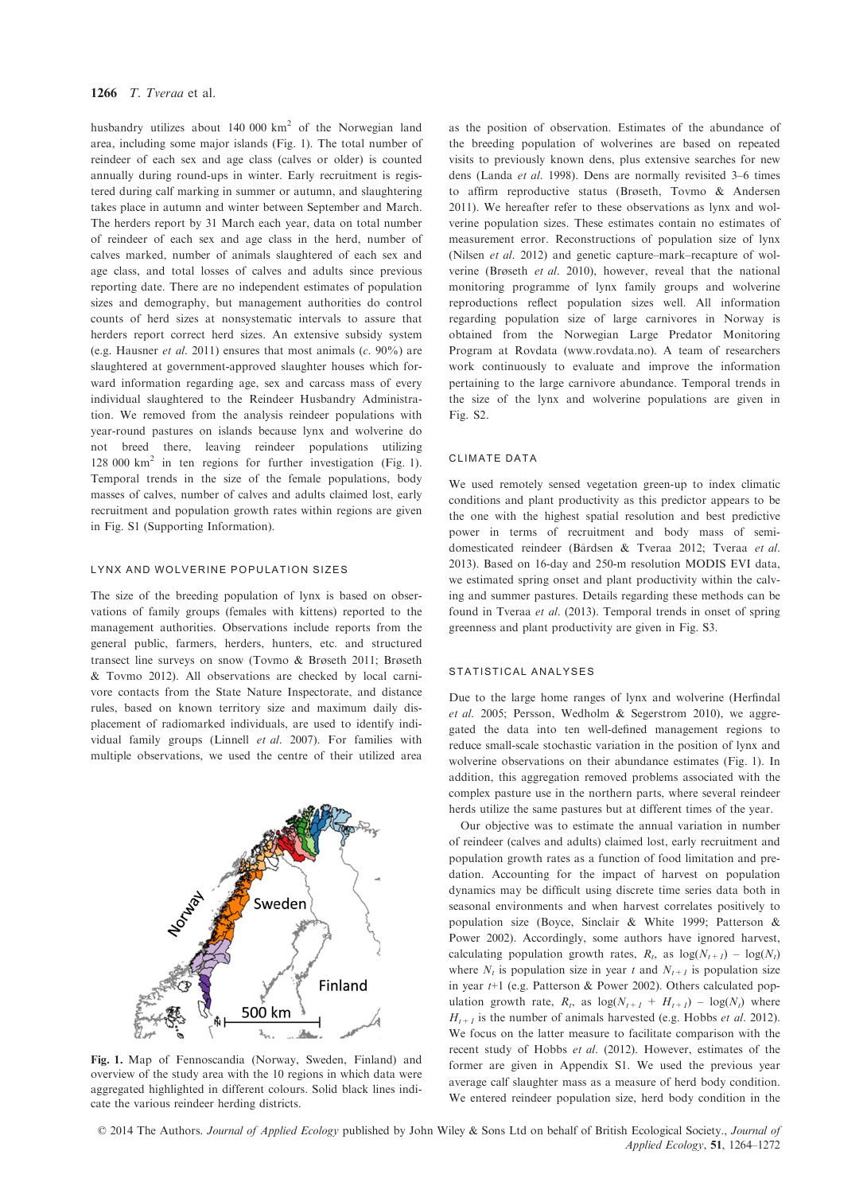husbandry utilizes about 140 000 km$^2$ of the Norwegian land area, including some major islands (Fig. 1). The total number of reindeer of each sex and age class (calves or older) is counted annually during round-ups in winter. Early recruitment is registered during calf marking in summer or autumn, and slaughtering takes place in autumn and winter between September and March. The herders report by 31 March each year, data on total number of reindeer of each sex and age class in the herd, number of calves marked, number of animals slaughtered of each sex and age class, and total losses of calves and adults since previous reporting date. There are no independent estimates of population sizes and demography, but management authorities do control counts of herd sizes at nonsystematic intervals to assure that herders report correct herd sizes. An extensive subsidy system (e.g. Hausner *et al.* 2011) ensures that most animals (*c.* 90%) are slaughtered at government-approved slaughter houses which forward information regarding age, sex and carcass mass of every individual slaughtered to the Reindeer Husbandry Administration. We removed from the analysis reindeer populations with year-round pastures on islands because lynx and wolverine do not breed there, leaving reindeer populations utilizing 128 000 km$^2$ in ten regions for further investigation (Fig. 1). Temporal trends in the size of the female populations, body masses of calves, number of calves and adults claimed lost, early recruitment and population growth rates within regions are given in Fig. S1 (Supporting Information).

### LYNX AND WOLVERINE POPULATION SIZES

The size of the breeding population of lynx is based on observations of family groups (females with kittens) reported to the management authorities. Observations include reports from the general public, farmers, herders, hunters, etc. and structured transect line surveys on snow (Tovmo & Brøseth 2011; Brøseth & Tovmo 2012). All observations are checked by local carnivore contacts from the State Nature Inspectorate, and distance rules, based on known territory size and maximum daily displacement of radiomarked individuals, are used to identify individual family groups (Linnell *et al.* 2007). For families with multiple observations, we used the centre of their utilized area as the position of observation. Estimates of the abundance of the breeding population of wolverines are based on repeated visits to previously known dens, plus extensive searches for new dens (Landa *et al.* 1998). Dens are normally revisited 3–6 times to affirm reproductive status (Brøseth, Tovmo & Andersen 2011). We hereafter refer to these observations as lynx and wolverine population sizes. These estimates contain no estimates of measurement error. Reconstructions of population size of lynx (Nilsen *et al.* 2012) and genetic capture–mark–recapture of wolverine (Brøseth *et al.* 2010), however, reveal that the national monitoring programme of lynx family groups and wolverine reproductions reflect population sizes well. All information regarding population size of large carnivores in Norway is obtained from the Norwegian Large Predator Monitoring Program at Rovdata (www.rovdata.no). A team of researchers work continuously to evaluate and improve the information pertaining to the large carnivore abundance. Temporal trends in the size of the lynx and wolverine populations are given in Fig. S2.

Fig. 1. Map of Fennoscandia (Norway, Sweden, Finland) and overview of the study area with the 10 regions in which data were aggregated highlighted in different colours. Solid black lines indicate the various reindeer herding districts.

### CLIMATE DATA

We used remotely sensed vegetation green-up to index climatic conditions and plant productivity as this predictor appears to be the one with the highest spatial resolution and best predictive power in terms of recruitment and body mass of semi-domesticated reindeer (Bårdsen & Tveraa 2012; Tveraa *et al.* 2013). Based on 16-day and 250-m resolution MODIS EVI data, we estimated spring onset and plant productivity within the calving and summer pastures. Details regarding these methods can be found in Tveraa *et al.* (2013). Temporal trends in onset of spring greenness and plant productivity are given in Fig. S3.

### STATISTICAL ANALYSES

Due to the large home ranges of lynx and wolverine (Herfindal *et al.* 2005; Persson, Wedholm & Segerstrom 2010), we aggregated the data into ten well-defined management regions to reduce small-scale stochastic variation in the position of lynx and wolverine observations on their abundance estimates (Fig. 1). In addition, this aggregation removed problems associated with the complex pasture use in the northern parts, where several reindeer herds utilize the same pastures but at different times of the year.

Our objective was to estimate the annual variation in number of reindeer (calves and adults) claimed lost, early recruitment and population growth rates as a function of food limitation and predation. Accounting for the impact of harvest on population dynamics may be difficult using discrete time series data both in seasonal environments and when harvest correlates positively to population size (Boyce, Sinclair & White 1999; Patterson & Power 2002). Accordingly, some authors have ignored harvest, calculating population growth rates, $R_t$, as $\log(N_{t+1}) - \log(N_t)$ where $N_t$ is population size in year $t$ and $N_{t+1}$ is population size in year $t$+1 (e.g. Patterson & Power 2002). Others calculated population growth rate, $R_t$, as $\log(N_{t+1} + H_{t+1}) - \log(N_t)$ where $H_{t+1}$ is the number of animals harvested (e.g. Hobbs *et al.* 2012). We focus on the latter measure to facilitate comparison with the recent study of Hobbs *et al.* (2012). However, estimates of the former are given in Appendix S1. We used the previous year average calf slaughter mass as a measure of herd body condition. We entered reindeer population size, herd body condition in the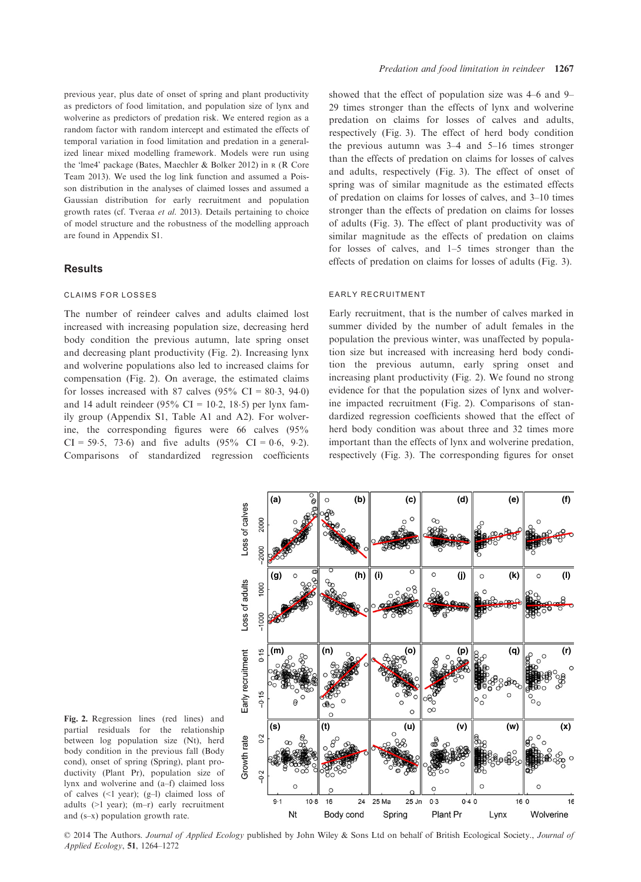previous year, plus date of onset of spring and plant productivity as predictors of food limitation, and population size of lynx and wolverine as predictors of predation risk. We entered region as a random factor with random intercept and estimated the effects of temporal variation in food limitation and predation in a generalized linear mixed modelling framework. Models were run using the 'lme4' package (Bates, Maechler & Bolker 2012) in R (R Core Team 2013). We used the log link function and assumed a Poisson distribution in the analyses of claimed losses and assumed a Gaussian distribution for early recruitment and population growth rates (cf. Tveraa *et al.* 2013). Details pertaining to choice of model structure and the robustness of the modelling approach are found in Appendix S1.

## Results

### CLAIMS FOR LOSSES

The number of reindeer calves and adults claimed lost increased with increasing population size, decreasing herd body condition the previous autumn, late spring onset and decreasing plant productivity (Fig. 2). Increasing lynx and wolverine populations also led to increased claims for compensation (Fig. 2). On average, the estimated claims for losses increased with 87 calves (95% CI = 80·3, 94·0) and 14 adult reindeer (95% CI = 10·2, 18·5) per lynx family group (Appendix S1, Table A1 and A2). For wolverine, the corresponding figures were 66 calves (95% CI = 59·5, 73·6) and five adults (95% CI = 0·6, 9·2). Comparisons of standardized regression coefficients showed that the effect of population size was 4–6 and 9–29 times stronger than the effects of lynx and wolverine predation on claims for losses of calves and adults, respectively (Fig. 3). The effect of herd body condition the previous autumn was 3–4 and 5–16 times stronger than the effects of predation on claims for losses of calves and adults, respectively (Fig. 3). The effect of onset of spring was of similar magnitude as the estimated effects of predation on claims for losses of calves, and 3–10 times stronger than the effects of predation on claims for losses of adults (Fig. 3). The effect of plant productivity was of similar magnitude as the effects of predation on claims for losses of calves, and 1–5 times stronger than the effects of predation on claims for losses of adults (Fig. 3).

### EARLY RECRUITMENT

Early recruitment, that is the number of calves marked in summer divided by the number of adult females in the population the previous winter, was unaffected by population size but increased with increasing herd body condition the previous autumn, early spring onset and increasing plant productivity (Fig. 2). We found no strong evidence for that the population sizes of lynx and wolverine impacted recruitment (Fig. 2). Comparisons of standardized regression coefficients showed that the effect of herd body condition was about three and 32 times more important than the effects of lynx and wolverine predation, respectively (Fig. 3). The corresponding figures for onset

**Fig. 2.** Regression lines (red lines) and partial residuals for the relationship between log population size (Nt), herd body condition in the previous fall (Body cond), onset of spring (Spring), plant productivity (Plant Pr), population size of lynx and wolverine and (a–f) claimed loss of calves (<1 year); (g–l) claimed loss of adults (>1 year); (m–r) early recruitment and (s–x) population growth rate.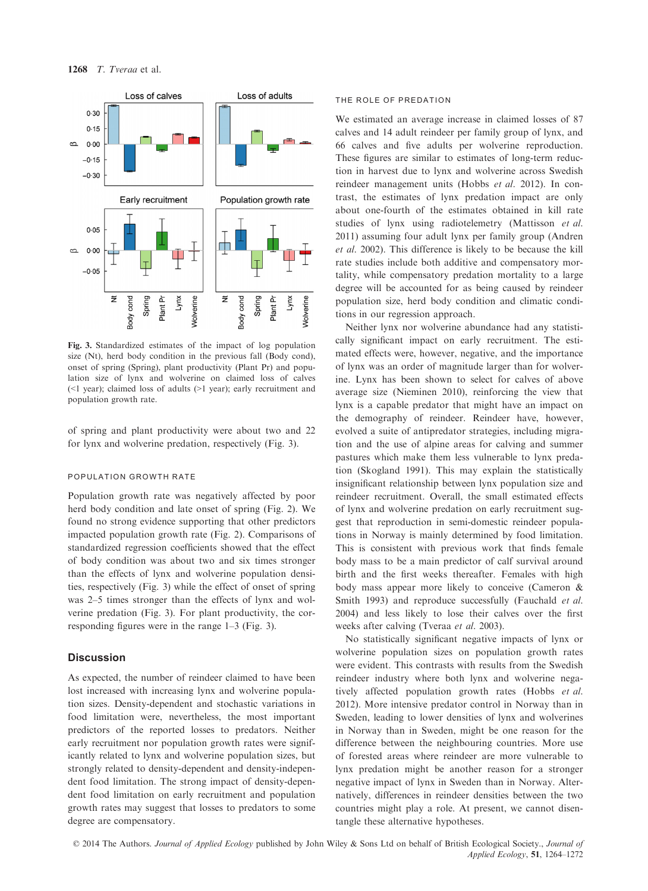Fig. 3. Standardized estimates of the impact of log population size (Nt), herd body condition in the previous fall (Body cond), onset of spring (Spring), plant productivity (Plant Pr) and population size of lynx and wolverine on claimed loss of calves (<1 year); claimed loss of adults (>1 year); early recruitment and population growth rate.

of spring and plant productivity were about two and 22 for lynx and wolverine predation, respectively (Fig. 3).

#### POPULATION GROWTH RATE

Population growth rate was negatively affected by poor herd body condition and late onset of spring (Fig. 2). We found no strong evidence supporting that other predictors impacted population growth rate (Fig. 2). Comparisons of standardized regression coefficients showed that the effect of body condition was about two and six times stronger than the effects of lynx and wolverine population densities, respectively (Fig. 3) while the effect of onset of spring was 2–5 times stronger than the effects of lynx and wolverine predation (Fig. 3). For plant productivity, the corresponding figures were in the range 1–3 (Fig. 3).

## Discussion

As expected, the number of reindeer claimed to have been lost increased with increasing lynx and wolverine population sizes. Density-dependent and stochastic variations in food limitation were, nevertheless, the most important predictors of the reported losses to predators. Neither early recruitment nor population growth rates were significantly related to lynx and wolverine population sizes, but strongly related to density-dependent and density-independent food limitation. The strong impact of density-dependent food limitation on early recruitment and population growth rates may suggest that losses to predators to some degree are compensatory.

#### THE ROLE OF PREDATION

We estimated an average increase in claimed losses of 87 calves and 14 adult reindeer per family group of lynx, and 66 calves and five adults per wolverine reproduction. These figures are similar to estimates of long-term reduction in harvest due to lynx and wolverine across Swedish reindeer management units (Hobbs *et al.* 2012). In contrast, the estimates of lynx predation impact are only about one-fourth of the estimates obtained in kill rate studies of lynx using radiotelemetry (Mattisson *et al.* 2011) assuming four adult lynx per family group (Andren *et al.* 2002). This difference is likely to be because the kill rate studies include both additive and compensatory mortality, while compensatory predation mortality to a large degree will be accounted for as being caused by reindeer population size, herd body condition and climatic conditions in our regression approach.

Neither lynx nor wolverine abundance had any statistically significant impact on early recruitment. The estimated effects were, however, negative, and the importance of lynx was an order of magnitude larger than for wolverine. Lynx has been shown to select for calves of above average size (Nieminen 2010), reinforcing the view that lynx is a capable predator that might have an impact on the demography of reindeer. Reindeer have, however, evolved a suite of antipredator strategies, including migration and the use of alpine areas for calving and summer pastures which make them less vulnerable to lynx predation (Skogland 1991). This may explain the statistically insignificant relationship between lynx population size and reindeer recruitment. Overall, the small estimated effects of lynx and wolverine predation on early recruitment suggest that reproduction in semi-domestic reindeer populations in Norway is mainly determined by food limitation. This is consistent with previous work that finds female body mass to be a main predictor of calf survival around birth and the first weeks thereafter. Females with high body mass appear more likely to conceive (Cameron & Smith 1993) and reproduce successfully (Fauchald *et al.* 2004) and less likely to lose their calves over the first weeks after calving (Tveraa *et al.* 2003).

No statistically significant negative impacts of lynx or wolverine population sizes on population growth rates were evident. This contrasts with results from the Swedish reindeer industry where both lynx and wolverine negatively affected population growth rates (Hobbs *et al.* 2012). More intensive predator control in Norway than in Sweden, leading to lower densities of lynx and wolverines in Norway than in Sweden, might be one reason for the difference between the neighbouring countries. More use of forested areas where reindeer are more vulnerable to lynx predation might be another reason for a stronger negative impact of lynx in Sweden than in Norway. Alternatively, differences in reindeer densities between the two countries might play a role. At present, we cannot disentangle these alternative hypotheses.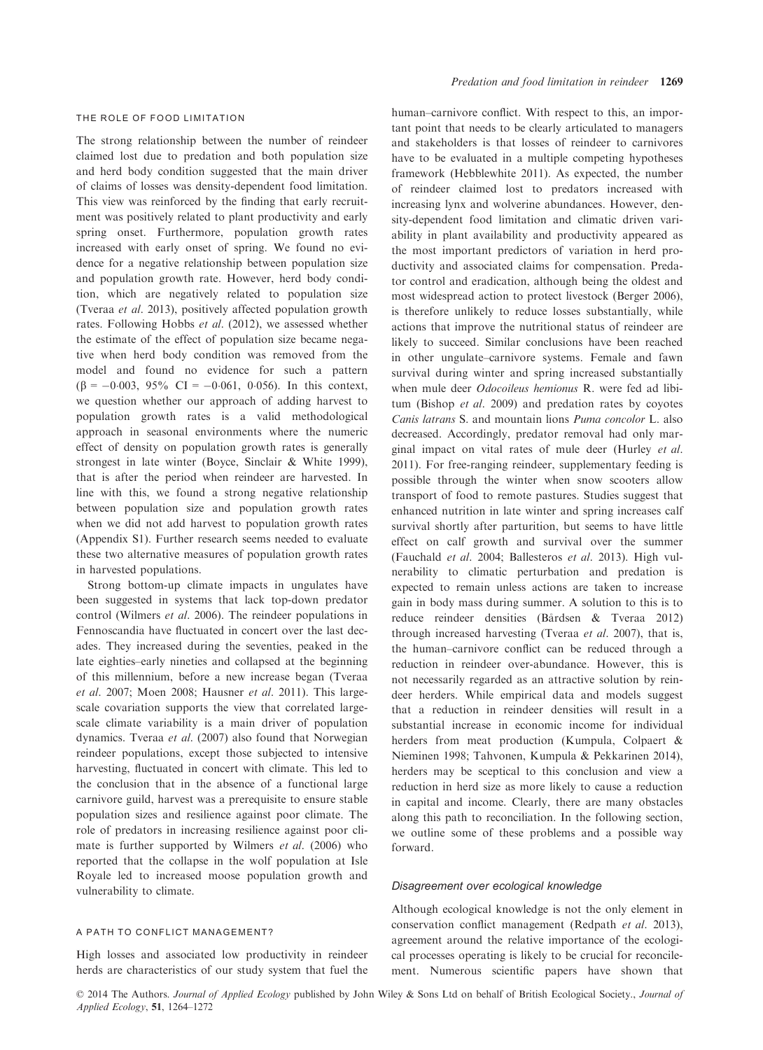### THE ROLE OF FOOD LIMITATION

The strong relationship between the number of reindeer claimed lost due to predation and both population size and herd body condition suggested that the main driver of claims of losses was density-dependent food limitation. This view was reinforced by the finding that early recruitment was positively related to plant productivity and early spring onset. Furthermore, population growth rates increased with early onset of spring. We found no evidence for a negative relationship between population size and population growth rate. However, herd body condition, which are negatively related to population size (Tveraa *et al.* 2013), positively affected population growth rates. Following Hobbs *et al.* (2012), we assessed whether the estimate of the effect of population size became negative when herd body condition was removed from the model and found no evidence for such a pattern ($\beta = -0{\cdot}003$, 95% CI = $-0{\cdot}061$, $0{\cdot}056$). In this context, we question whether our approach of adding harvest to population growth rates is a valid methodological approach in seasonal environments where the numeric effect of density on population growth rates is generally strongest in late winter (Boyce, Sinclair & White 1999), that is after the period when reindeer are harvested. In line with this, we found a strong negative relationship between population size and population growth rates when we did not add harvest to population growth rates (Appendix S1). Further research seems needed to evaluate these two alternative measures of population growth rates in harvested populations.

Strong bottom-up climate impacts in ungulates have been suggested in systems that lack top-down predator control (Wilmers *et al.* 2006). The reindeer populations in Fennoscandia have fluctuated in concert over the last decades. They increased during the seventies, peaked in the late eighties–early nineties and collapsed at the beginning of this millennium, before a new increase began (Tveraa *et al.* 2007; Moen 2008; Hausner *et al.* 2011). This large-scale covariation supports the view that correlated large-scale climate variability is a main driver of population dynamics. Tveraa *et al.* (2007) also found that Norwegian reindeer populations, except those subjected to intensive harvesting, fluctuated in concert with climate. This led to the conclusion that in the absence of a functional large carnivore guild, harvest was a prerequisite to ensure stable population sizes and resilience against poor climate. The role of predators in increasing resilience against poor climate is further supported by Wilmers *et al.* (2006) who reported that the collapse in the wolf population at Isle Royale led to increased moose population growth and vulnerability to climate.

### A PATH TO CONFLICT MANAGEMENT?

High losses and associated low productivity in reindeer herds are characteristics of our study system that fuel the human–carnivore conflict. With respect to this, an important point that needs to be clearly articulated to managers and stakeholders is that losses of reindeer to carnivores have to be evaluated in a multiple competing hypotheses framework (Hebblewhite 2011). As expected, the number of reindeer claimed lost to predators increased with increasing lynx and wolverine abundances. However, density-dependent food limitation and climatic driven variability in plant availability and productivity appeared as the most important predictors of variation in herd productivity and associated claims for compensation. Predator control and eradication, although being the oldest and most widespread action to protect livestock (Berger 2006), is therefore unlikely to reduce losses substantially, while actions that improve the nutritional status of reindeer are likely to succeed. Similar conclusions have been reached in other ungulate–carnivore systems. Female and fawn survival during winter and spring increased substantially when mule deer *Odocoileus hemionus* R. were fed ad libitum (Bishop *et al.* 2009) and predation rates by coyotes *Canis latrans* S. and mountain lions *Puma concolor* L. also decreased. Accordingly, predator removal had only marginal impact on vital rates of mule deer (Hurley *et al.* 2011). For free-ranging reindeer, supplementary feeding is possible through the winter when snow scooters allow transport of food to remote pastures. Studies suggest that enhanced nutrition in late winter and spring increases calf survival shortly after parturition, but seems to have little effect on calf growth and survival over the summer (Fauchald *et al.* 2004; Ballesteros *et al.* 2013). High vulnerability to climatic perturbation and predation is expected to remain unless actions are taken to increase gain in body mass during summer. A solution to this is to reduce reindeer densities (Bårdsen & Tveraa 2012) through increased harvesting (Tveraa *et al.* 2007), that is, the human–carnivore conflict can be reduced through a reduction in reindeer over-abundance. However, this is not necessarily regarded as an attractive solution by reindeer herders. While empirical data and models suggest that a reduction in reindeer densities will result in a substantial increase in economic income for individual herders from meat production (Kumpula, Colpaert & Nieminen 1998; Tahvonen, Kumpula & Pekkarinen 2014), herders may be sceptical to this conclusion and view a reduction in herd size as more likely to cause a reduction in capital and income. Clearly, there are many obstacles along this path to reconciliation. In the following section, we outline some of these problems and a possible way forward.

#### *Disagreement over ecological knowledge*

Although ecological knowledge is not the only element in conservation conflict management (Redpath *et al.* 2013), agreement around the relative importance of the ecological processes operating is likely to be crucial for reconcilement. Numerous scientific papers have shown that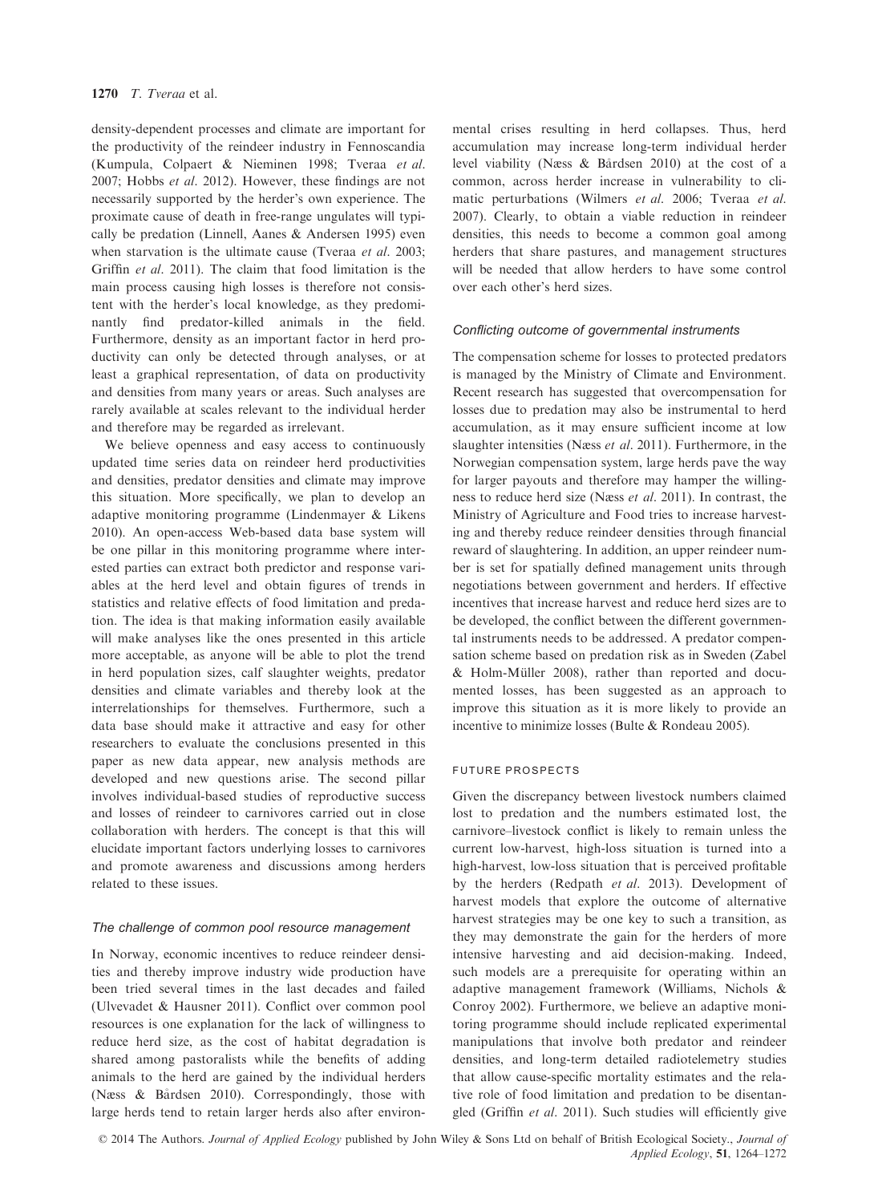density-dependent processes and climate are important for the productivity of the reindeer industry in Fennoscandia (Kumpula, Colpaert & Nieminen 1998; Tveraa *et al.* 2007; Hobbs *et al.* 2012). However, these findings are not necessarily supported by the herder's own experience. The proximate cause of death in free-range ungulates will typically be predation (Linnell, Aanes & Andersen 1995) even when starvation is the ultimate cause (Tveraa *et al.* 2003; Griffin *et al.* 2011). The claim that food limitation is the main process causing high losses is therefore not consistent with the herder's local knowledge, as they predominantly find predator-killed animals in the field. Furthermore, density as an important factor in herd productivity can only be detected through analyses, or at least a graphical representation, of data on productivity and densities from many years or areas. Such analyses are rarely available at scales relevant to the individual herder and therefore may be regarded as irrelevant.

We believe openness and easy access to continuously updated time series data on reindeer herd productivities and densities, predator densities and climate may improve this situation. More specifically, we plan to develop an adaptive monitoring programme (Lindenmayer & Likens 2010). An open-access Web-based data base system will be one pillar in this monitoring programme where interested parties can extract both predictor and response variables at the herd level and obtain figures of trends in statistics and relative effects of food limitation and predation. The idea is that making information easily available will make analyses like the ones presented in this article more acceptable, as anyone will be able to plot the trend in herd population sizes, calf slaughter weights, predator densities and climate variables and thereby look at the interrelationships for themselves. Furthermore, such a data base should make it attractive and easy for other researchers to evaluate the conclusions presented in this paper as new data appear, new analysis methods are developed and new questions arise. The second pillar involves individual-based studies of reproductive success and losses of reindeer to carnivores carried out in close collaboration with herders. The concept is that this will elucidate important factors underlying losses to carnivores and promote awareness and discussions among herders related to these issues.

### *The challenge of common pool resource management*

In Norway, economic incentives to reduce reindeer densities and thereby improve industry wide production have been tried several times in the last decades and failed (Ulvevadet & Hausner 2011). Conflict over common pool resources is one explanation for the lack of willingness to reduce herd size, as the cost of habitat degradation is shared among pastoralists while the benefits of adding animals to the herd are gained by the individual herders (Næss & Bårdsen 2010). Correspondingly, those with large herds tend to retain larger herds also after environmental crises resulting in herd collapses. Thus, herd accumulation may increase long-term individual herder level viability (Næss & Bårdsen 2010) at the cost of a common, across herder increase in vulnerability to climatic perturbations (Wilmers *et al.* 2006; Tveraa *et al.* 2007). Clearly, to obtain a viable reduction in reindeer densities, this needs to become a common goal among herders that share pastures, and management structures will be needed that allow herders to have some control over each other's herd sizes.

### *Conflicting outcome of governmental instruments*

The compensation scheme for losses to protected predators is managed by the Ministry of Climate and Environment. Recent research has suggested that overcompensation for losses due to predation may also be instrumental to herd accumulation, as it may ensure sufficient income at low slaughter intensities (Næss *et al.* 2011). Furthermore, in the Norwegian compensation system, large herds pave the way for larger payouts and therefore may hamper the willingness to reduce herd size (Næss *et al.* 2011). In contrast, the Ministry of Agriculture and Food tries to increase harvesting and thereby reduce reindeer densities through financial reward of slaughtering. In addition, an upper reindeer number is set for spatially defined management units through negotiations between government and herders. If effective incentives that increase harvest and reduce herd sizes are to be developed, the conflict between the different governmental instruments needs to be addressed. A predator compensation scheme based on predation risk as in Sweden (Zabel & Holm-Müller 2008), rather than reported and documented losses, has been suggested as an approach to improve this situation as it is more likely to provide an incentive to minimize losses (Bulte & Rondeau 2005).

## FUTURE PROSPECTS

Given the discrepancy between livestock numbers claimed lost to predation and the numbers estimated lost, the carnivore–livestock conflict is likely to remain unless the current low-harvest, high-loss situation is turned into a high-harvest, low-loss situation that is perceived profitable by the herders (Redpath *et al.* 2013). Development of harvest models that explore the outcome of alternative harvest strategies may be one key to such a transition, as they may demonstrate the gain for the herders of more intensive harvesting and aid decision-making. Indeed, such models are a prerequisite for operating within an adaptive management framework (Williams, Nichols & Conroy 2002). Furthermore, we believe an adaptive monitoring programme should include replicated experimental manipulations that involve both predator and reindeer densities, and long-term detailed radiotelemetry studies that allow cause-specific mortality estimates and the relative role of food limitation and predation to be disentangled (Griffin *et al.* 2011). Such studies will efficiently give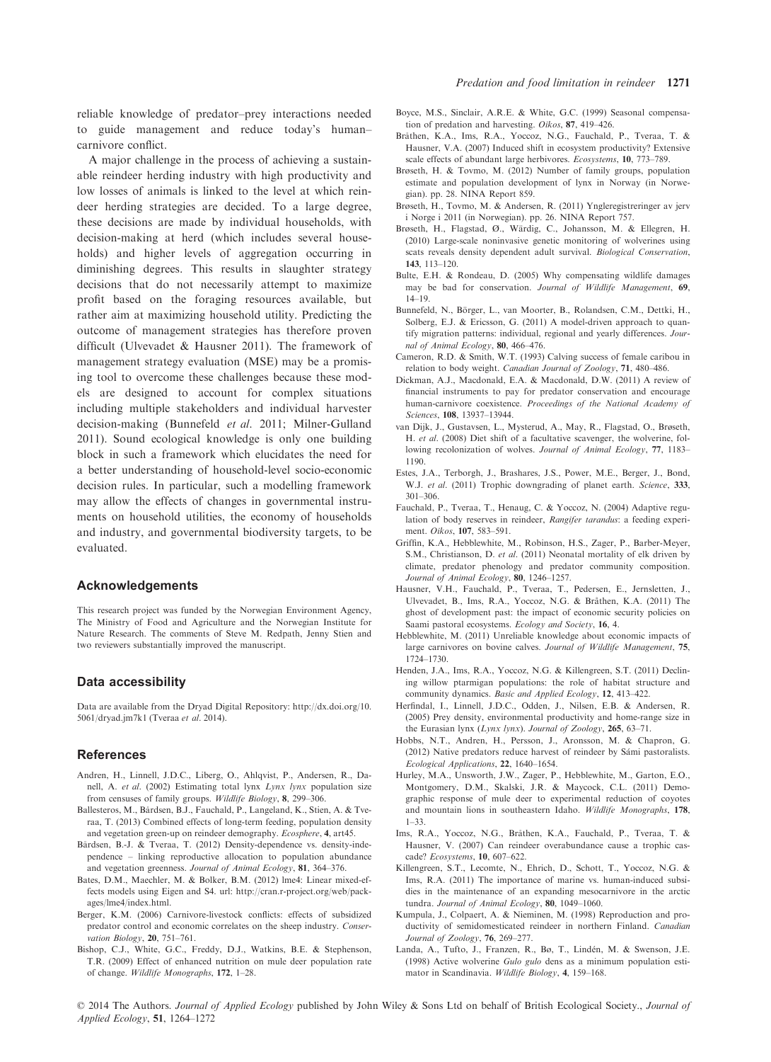reliable knowledge of predator–prey interactions needed to guide management and reduce today's human–carnivore conflict.

A major challenge in the process of achieving a sustainable reindeer herding industry with high productivity and low losses of animals is linked to the level at which reindeer herding strategies are decided. To a large degree, these decisions are made by individual households, with decision-making at herd (which includes several households) and higher levels of aggregation occurring in diminishing degrees. This results in slaughter strategy decisions that do not necessarily attempt to maximize profit based on the foraging resources available, but rather aim at maximizing household utility. Predicting the outcome of management strategies has therefore proven difficult (Ulvevadet & Hausner 2011). The framework of management strategy evaluation (MSE) may be a promising tool to overcome these challenges because these models are designed to account for complex situations including multiple stakeholders and individual harvester decision-making (Bunnefeld *et al.* 2011; Milner-Gulland 2011). Sound ecological knowledge is only one building block in such a framework which elucidates the need for a better understanding of household-level socio-economic decision rules. In particular, such a modelling framework may allow the effects of changes in governmental instruments on household utilities, the economy of households and industry, and governmental biodiversity targets, to be evaluated.

## Acknowledgements

This research project was funded by the Norwegian Environment Agency, The Ministry of Food and Agriculture and the Norwegian Institute for Nature Research. The comments of Steve M. Redpath, Jenny Stien and two reviewers substantially improved the manuscript.

## Data accessibility

Data are available from the Dryad Digital Repository: http://dx.doi.org/10.5061/dryad.jm7k1 (Tveraa *et al.* 2014).

## References

Andren, H., Linnell, J.D.C., Liberg, O., Ahlqvist, P., Andersen, R., Danell, A. *et al.* (2002) Estimating total lynx *Lynx lynx* population size from censuses of family groups. *Wildlife Biology*, **8**, 299–306.

Ballesteros, M., Bårdsen, B.J., Fauchald, P., Langeland, K., Stien, A. & Tveraa, T. (2013) Combined effects of long-term feeding, population density and vegetation green-up on reindeer demography. *Ecosphere*, **4**, art45.

Bårdsen, B.-J. & Tveraa, T. (2012) Density-dependence vs. density-independence – linking reproductive allocation to population abundance and vegetation greenness. *Journal of Animal Ecology*, **81**, 364–376.

Bates, D.M., Maechler, M. & Bolker, B.M. (2012) lme4: Linear mixed-effects models using Eigen and S4. url: http://cran.r-project.org/web/packages/lme4/index.html.

Berger, K.M. (2006) Carnivore-livestock conflicts: effects of subsidized predator control and economic correlates on the sheep industry. *Conservation Biology*, **20**, 751–761.

Bishop, C.J., White, G.C., Freddy, D.J., Watkins, B.E. & Stephenson, T.R. (2009) Effect of enhanced nutrition on mule deer population rate of change. *Wildlife Monographs*, **172**, 1–28.

Boyce, M.S., Sinclair, A.R.E. & White, G.C. (1999) Seasonal compensation of predation and harvesting. *Oikos*, **87**, 419–426.

Bråthen, K.A., Ims, R.A., Yoccoz, N.G., Fauchald, P., Tveraa, T. & Hausner, V.A. (2007) Induced shift in ecosystem productivity? Extensive scale effects of abundant large herbivores. *Ecosystems*, **10**, 773–789.

Brøseth, H. & Tovmo, M. (2012) Number of family groups, population estimate and population development of lynx in Norway (in Norwegian). pp. 28. NINA Report 859.

Brøseth, H., Tovmo, M. & Andersen, R. (2011) Yngleregistreringer av jerv i Norge i 2011 (in Norwegian). pp. 26. NINA Report 757.

Brøseth, H., Flagstad, Ø., Wärdig, C., Johansson, M. & Ellegren, H. (2010) Large-scale noninvasive genetic monitoring of wolverines using scats reveals density dependent adult survival. *Biological Conservation*, **143**, 113–120.

Bulte, E.H. & Rondeau, D. (2005) Why compensating wildlife damages may be bad for conservation. *Journal of Wildlife Management*, **69**, 14–19.

Bunnefeld, N., Börger, L., van Moorter, B., Rolandsen, C.M., Dettki, H., Solberg, E.J. & Ericsson, G. (2011) A model-driven approach to quantify migration patterns: individual, regional and yearly differences. *Journal of Animal Ecology*, **80**, 466–476.

Cameron, R.D. & Smith, W.T. (1993) Calving success of female caribou in relation to body weight. *Canadian Journal of Zoology*, **71**, 480–486.

Dickman, A.J., Macdonald, E.A. & Macdonald, D.W. (2011) A review of financial instruments to pay for predator conservation and encourage human-carnivore coexistence. *Proceedings of the National Academy of Sciences*, **108**, 13937–13944.

van Dijk, J., Gustavsen, L., Mysterud, A., May, R., Flagstad, O., Brøseth, H. *et al.* (2008) Diet shift of a facultative scavenger, the wolverine, following recolonization of wolves. *Journal of Animal Ecology*, **77**, 1183–1190.

Estes, J.A., Terborgh, J., Brashares, J.S., Power, M.E., Berger, J., Bond, W.J. *et al.* (2011) Trophic downgrading of planet earth. *Science*, **333**, 301–306.

Fauchald, P., Tveraa, T., Henaug, C. & Yoccoz, N. (2004) Adaptive regulation of body reserves in reindeer, *Rangifer tarandus*: a feeding experiment. *Oikos*, **107**, 583–591.

Griffin, K.A., Hebblewhite, M., Robinson, H.S., Zager, P., Barber-Meyer, S.M., Christianson, D. *et al.* (2011) Neonatal mortality of elk driven by climate, predator phenology and predator community composition. *Journal of Animal Ecology*, **80**, 1246–1257.

Hausner, V.H., Fauchald, P., Tveraa, T., Pedersen, E., Jernsletten, J., Ulvevadet, B., Ims, R.A., Yoccoz, N.G. & Bråthen, K.A. (2011) The ghost of development past: the impact of economic security policies on Saami pastoral ecosystems. *Ecology and Society*, **16**, 4.

Hebblewhite, M. (2011) Unreliable knowledge about economic impacts of large carnivores on bovine calves. *Journal of Wildlife Management*, **75**, 1724–1730.

Henden, J.A., Ims, R.A., Yoccoz, N.G. & Killengreen, S.T. (2011) Declining willow ptarmigan populations: the role of habitat structure and community dynamics. *Basic and Applied Ecology*, **12**, 413–422.

Herfindal, I., Linnell, J.D.C., Odden, J., Nilsen, E.B. & Andersen, R. (2005) Prey density, environmental productivity and home-range size in the Eurasian lynx (*Lynx lynx*). *Journal of Zoology*, **265**, 63–71.

Hobbs, N.T., Andren, H., Persson, J., Aronsson, M. & Chapron, G. (2012) Native predators reduce harvest of reindeer by Sámi pastoralists. *Ecological Applications*, **22**, 1640–1654.

Hurley, M.A., Unsworth, J.W., Zager, P., Hebblewhite, M., Garton, E.O., Montgomery, D.M., Skalski, J.R. & Maycock, C.L. (2011) Demographic response of mule deer to experimental reduction of coyotes and mountain lions in southeastern Idaho. *Wildlife Monographs*, **178**, 1–33.

Ims, R.A., Yoccoz, N.G., Bråthen, K.A., Fauchald, P., Tveraa, T. & Hausner, V. (2007) Can reindeer overabundance cause a trophic cascade? *Ecosystems*, **10**, 607–622.

Killengreen, S.T., Lecomte, N., Ehrich, D., Schott, T., Yoccoz, N.G. & Ims, R.A. (2011) The importance of marine vs. human-induced subsidies in the maintenance of an expanding mesocarnivore in the arctic tundra. *Journal of Animal Ecology*, **80**, 1049–1060.

Kumpula, J., Colpaert, A. & Nieminen, M. (1998) Reproduction and productivity of semidomesticated reindeer in northern Finland. *Canadian Journal of Zoology*, **76**, 269–277.

Landa, A., Tufto, J., Franzen, R., Bø, T., Lindén, M. & Swenson, J.E. (1998) Active wolverine *Gulo gulo* dens as a minimum population estimator in Scandinavia. *Wildlife Biology*, **4**, 159–168.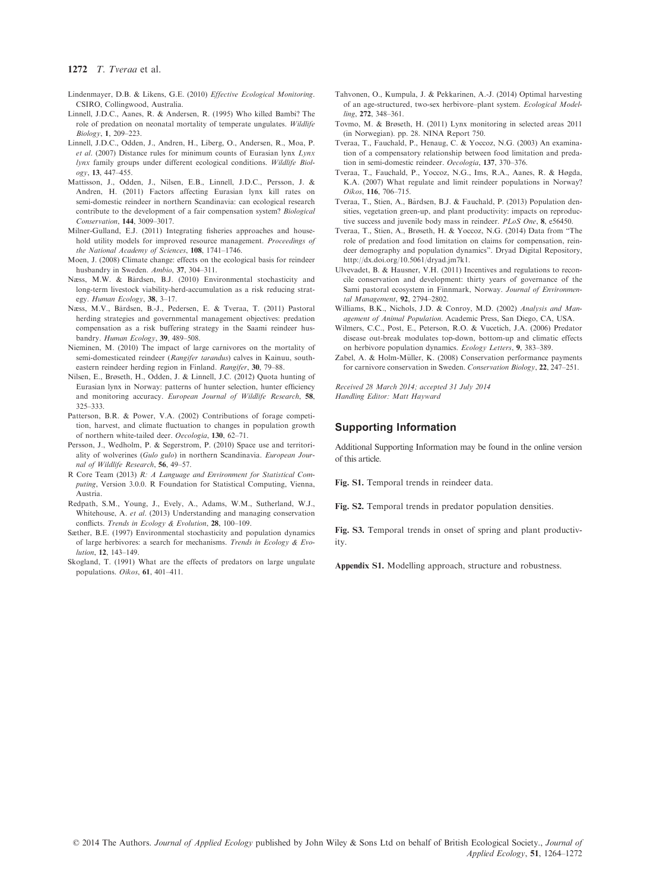Lindenmayer, D.B. & Likens, G.E. (2010) *Effective Ecological Monitoring*. CSIRO, Collingwood, Australia.

Linnell, J.D.C., Aanes, R. & Andersen, R. (1995) Who killed Bambi? The role of predation on neonatal mortality of temperate ungulates. *Wildlife Biology*, **1**, 209–223.

Linnell, J.D.C., Odden, J., Andren, H., Liberg, O., Andersen, R., Moa, P. *et al.* (2007) Distance rules for minimum counts of Eurasian lynx *Lynx lynx* family groups under different ecological conditions. *Wildlife Biology*, **13**, 447–455.

Mattisson, J., Odden, J., Nilsen, E.B., Linnell, J.D.C., Persson, J. & Andren, H. (2011) Factors affecting Eurasian lynx kill rates on semi-domestic reindeer in northern Scandinavia: can ecological research contribute to the development of a fair compensation system? *Biological Conservation*, **144**, 3009–3017.

Milner-Gulland, E.J. (2011) Integrating fisheries approaches and household utility models for improved resource management. *Proceedings of the National Academy of Sciences*, **108**, 1741–1746.

Moen, J. (2008) Climate change: effects on the ecological basis for reindeer husbandry in Sweden. *Ambio*, **37**, 304–311.

Næss, M.W. & Bårdsen, B.J. (2010) Environmental stochasticity and long-term livestock viability-herd-accumulation as a risk reducing strategy. *Human Ecology*, **38**, 3–17.

Næss, M.V., Bårdsen, B.-J., Pedersen, E. & Tveraa, T. (2011) Pastoral herding strategies and governmental management objectives: predation compensation as a risk buffering strategy in the Saami reindeer husbandry. *Human Ecology*, **39**, 489–508.

Nieminen, M. (2010) The impact of large carnivores on the mortality of semi-domesticated reindeer (*Rangifer tarandus*) calves in Kainuu, southeastern reindeer herding region in Finland. *Rangifer*, **30**, 79–88.

Nilsen, E., Brøseth, H., Odden, J. & Linnell, J.C. (2012) Quota hunting of Eurasian lynx in Norway: patterns of hunter selection, hunter efficiency and monitoring accuracy. *European Journal of Wildlife Research*, **58**, 325–333.

Patterson, B.R. & Power, V.A. (2002) Contributions of forage competition, harvest, and climate fluctuation to changes in population growth of northern white-tailed deer. *Oecologia*, **130**, 62–71.

Persson, J., Wedholm, P. & Segerstrom, P. (2010) Space use and territoriality of wolverines (*Gulo gulo*) in northern Scandinavia. *European Journal of Wildlife Research*, **56**, 49–57.

R Core Team (2013) *R: A Language and Environment for Statistical Computing*, Version 3.0.0. R Foundation for Statistical Computing, Vienna, Austria.

Redpath, S.M., Young, J., Evely, A., Adams, W.M., Sutherland, W.J., Whitehouse, A. *et al.* (2013) Understanding and managing conservation conflicts. *Trends in Ecology & Evolution*, **28**, 100–109.

Sæther, B.E. (1997) Environmental stochasticity and population dynamics of large herbivores: a search for mechanisms. *Trends in Ecology & Evolution*, **12**, 143–149.

Skogland, T. (1991) What are the effects of predators on large ungulate populations. *Oikos*, **61**, 401–411.

Tahvonen, O., Kumpula, J. & Pekkarinen, A.-J. (2014) Optimal harvesting of an age-structured, two-sex herbivore–plant system. *Ecological Modelling*, **272**, 348–361.

Tovmo, M. & Brøseth, H. (2011) Lynx monitoring in selected areas 2011 (in Norwegian). pp. 28. NINA Report 750.

Tveraa, T., Fauchald, P., Henaug, C. & Yoccoz, N.G. (2003) An examination of a compensatory relationship between food limitation and predation in semi-domestic reindeer. *Oecologia*, **137**, 370–376.

Tveraa, T., Fauchald, P., Yoccoz, N.G., Ims, R.A., Aanes, R. & Høgda, K.A. (2007) What regulate and limit reindeer populations in Norway? *Oikos*, **116**, 706–715.

Tveraa, T., Stien, A., Bårdsen, B.J. & Fauchald, P. (2013) Population densities, vegetation green-up, and plant productivity: impacts on reproductive success and juvenile body mass in reindeer. *PLoS One*, **8**, e56450.

Tveraa, T., Stien, A., Brøseth, H. & Yoccoz, N.G. (2014) Data from "The role of predation and food limitation on claims for compensation, reindeer demography and population dynamics". Dryad Digital Repository, http://dx.doi.org/10.5061/dryad.jm7k1.

Ulvevadet, B. & Hausner, V.H. (2011) Incentives and regulations to reconcile conservation and development: thirty years of governance of the Sami pastoral ecosystem in Finnmark, Norway. *Journal of Environmental Management*, **92**, 2794–2802.

Williams, B.K., Nichols, J.D. & Conroy, M.D. (2002) *Analysis and Management of Animal Population*. Academic Press, San Diego, CA, USA.

Wilmers, C.C., Post, E., Peterson, R.O. & Vucetich, J.A. (2006) Predator disease out-break modulates top-down, bottom-up and climatic effects on herbivore population dynamics. *Ecology Letters*, **9**, 383–389.

Zabel, A. & Holm-Müller, K. (2008) Conservation performance payments for carnivore conservation in Sweden. *Conservation Biology*, **22**, 247–251.

*Received 28 March 2014; accepted 31 July 2014*
*Handling Editor: Matt Hayward*

## Supporting Information

Additional Supporting Information may be found in the online version of this article.

**Fig. S1.** Temporal trends in reindeer data.

**Fig. S2.** Temporal trends in predator population densities.

**Fig. S3.** Temporal trends in onset of spring and plant productivity.

**Appendix S1.** Modelling approach, structure and robustness.